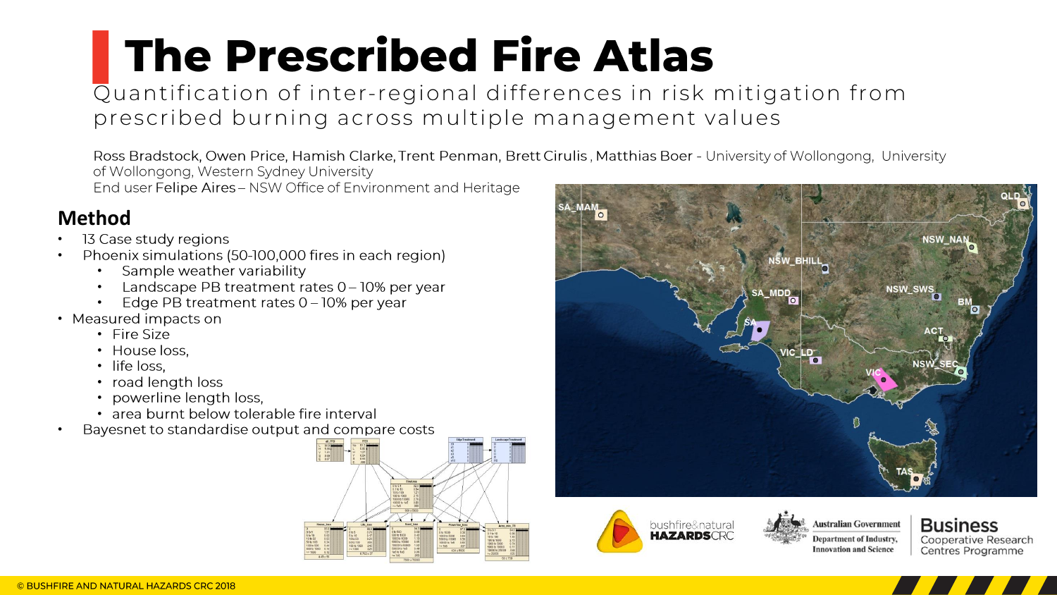# The Prescribed Fire Atlas

Quantification of inter-regional differences in risk mitigation from prescribed burning across multiple management values

Ross Bradstock, Owen Price, Hamish Clarke, Trent Penman, Brett Cirulis , Matthias Boer - University of Wollongong, University of Wollongong, Western Sydney University

End user Felipe Aires – NSW Office of Environment and Heritage

## Method

- 13 Case study regions
- Phoenix simulations (50-100,000 fires in each region)
  - Sample weather variability
  - Landscape PB treatment rates 0 – 10% per year
  - Edge PB treatment rates 0 – 10% per year
- Measured impacts on
  - Fire Size
  - House loss,
  - life loss,
  - road length loss
  - powerline length loss,
  - area burnt below tolerable fire interval
- Bayesnet to standardise output and compare costs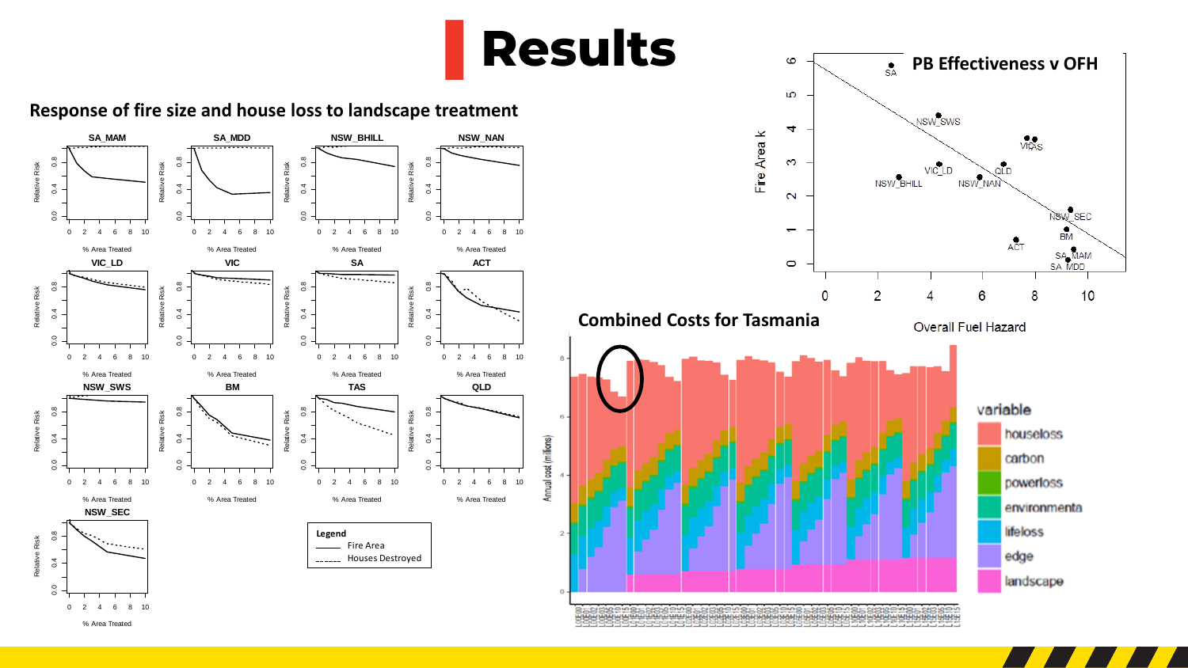# Results

## Response of fire size and house loss to landscape treatment

SA_MAM, SA_MDD, NSW_BHILL, NSW_NAN, VIC_LD, VIC, SA, ACT, NSW_SWS, BM, TAS, QLD, NSW_SEC

Relative Risk

% Area Treated

**Legend**
- Fire Area
- Houses Destroyed

## PB Effectiveness v OFH

Fire Area k

Overall Fuel Hazard

SA, NSW_SWS, VIC_LD, NSW_BHILL, VIC, TAS, QLD, NSW_NAN, NSW_SEC, BM, ACT, SA_MAM, SA_MDD

## Combined Costs for Tasmania

Annual cost (millions)

variable
- houseloss
- carbon
- powerloss
- environmenta
- lifeloss
- edge
- landscape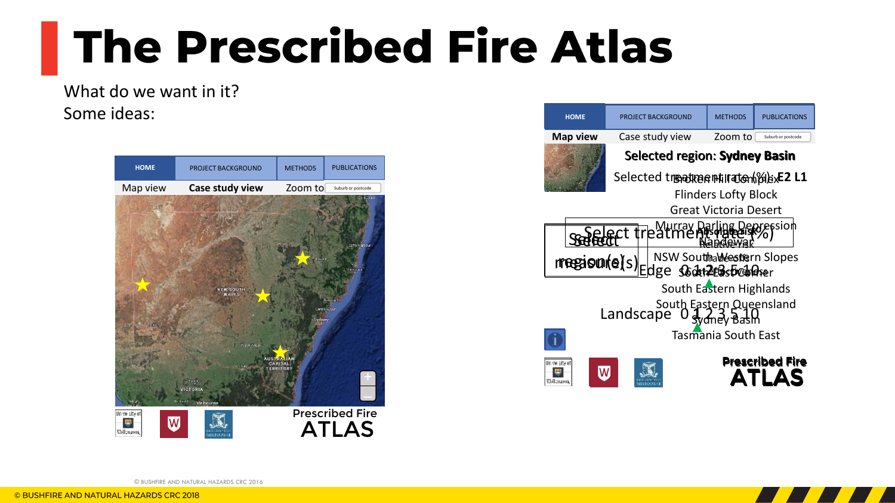# The Prescribed Fire Atlas

What do we want in it?
Some ideas:

| HOME | PROJECT BACKGROUND | METHODS | PUBLICATIONS |
|---|---|---|---|

Map view **Case study view** Zoom to Suburb or postcode

Prescribed Fire ATLAS

| HOME | PROJECT BACKGROUND | METHODS | PUBLICATIONS |
|---|---|---|---|

**Map view** Case study view Zoom to Suburb or postcode

**Selected region: Sydney Basin**

Selected treatment rate (%): **E2 L1**

Select region(s)

Broken Hill Complex
Flinders Lofty Block
Great Victoria Desert
Murray Darling Depression
Nandewar
NSW South Western Slopes
South East Corner
South Eastern Highlands
South Eastern Queensland
Sydney Basin
Tasmania South East

Select treatment rate (%)

Edge 0 1 2 3 5 10

Landscape 0 1 2 3 5 10

Absolute risk
Relative risk
Trade-off

Prescribed Fire ATLAS

© BUSHFIRE AND NATURAL HAZARDS CRC 2016

© BUSHFIRE AND NATURAL HAZARDS CRC 2018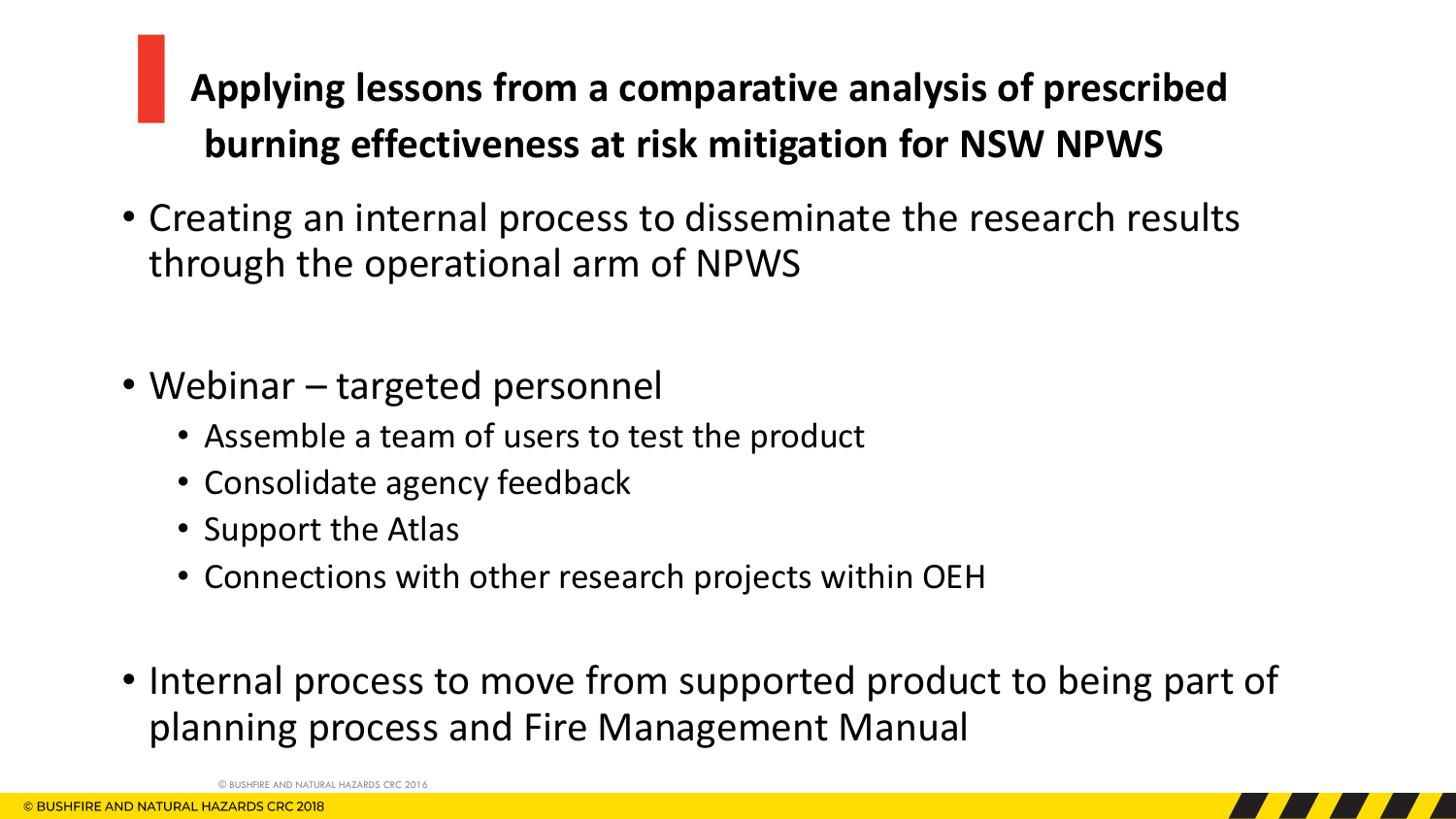# Applying lessons from a comparative analysis of prescribed burning effectiveness at risk mitigation for NSW NPWS

- Creating an internal process to disseminate the research results through the operational arm of NPWS

- Webinar – targeted personnel
  - Assemble a team of users to test the product
  - Consolidate agency feedback
  - Support the Atlas
  - Connections with other research projects within OEH

- Internal process to move from supported product to being part of planning process and Fire Management Manual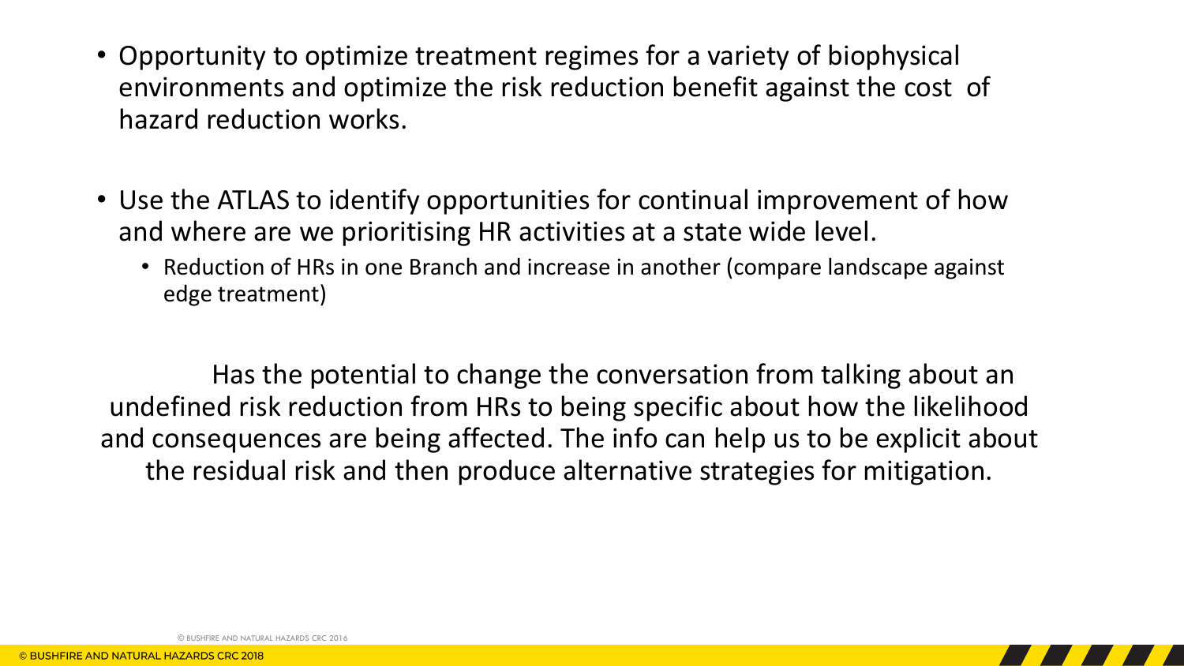- Opportunity to optimize treatment regimes for a variety of biophysical environments and optimize the risk reduction benefit against the cost of hazard reduction works.

- Use the ATLAS to identify opportunities for continual improvement of how and where are we prioritising HR activities at a state wide level.
  - Reduction of HRs in one Branch and increase in another (compare landscape against edge treatment)

Has the potential to change the conversation from talking about an undefined risk reduction from HRs to being specific about how the likelihood and consequences are being affected. The info can help us to be explicit about the residual risk and then produce alternative strategies for mitigation.